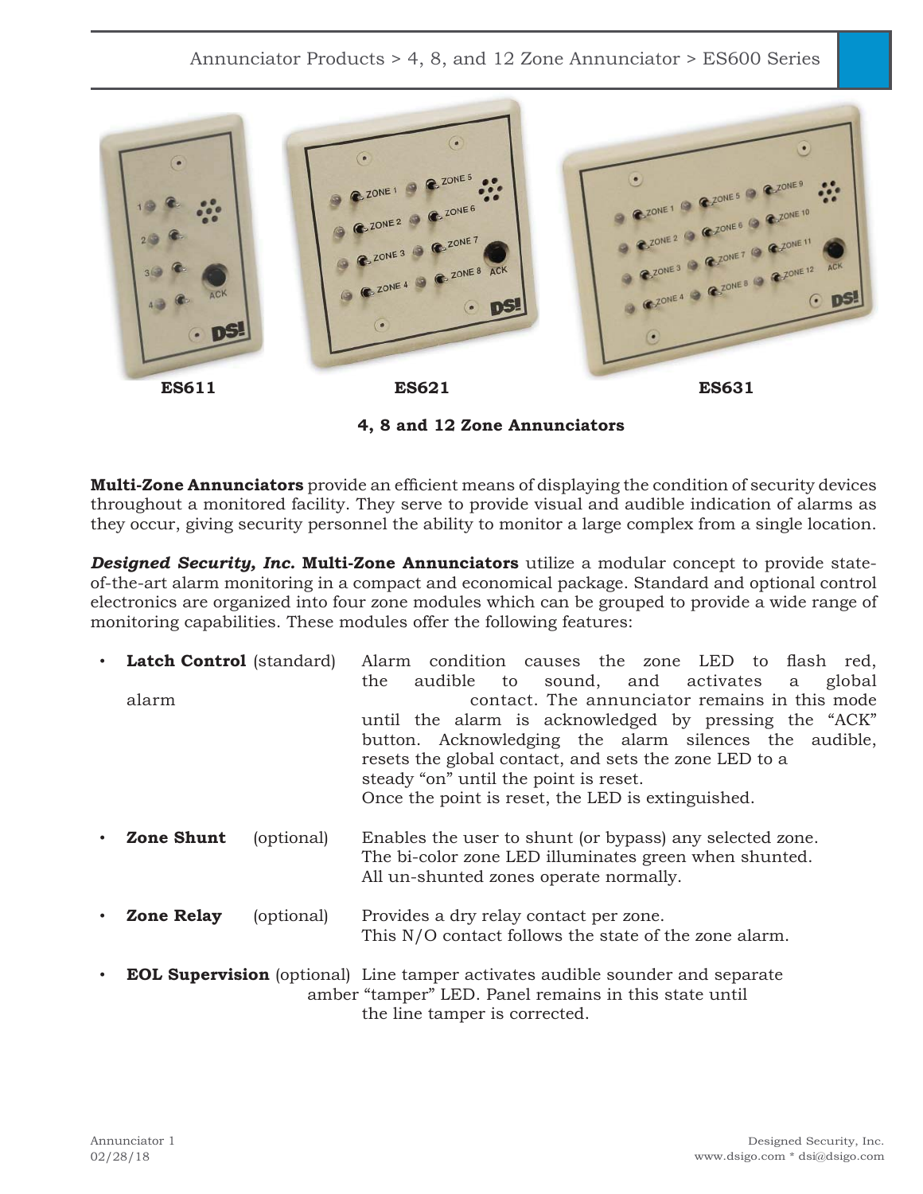Annunciator Products > 4, 8, and 12 Zone Annunciator > ES600 Series

**ES611** **ES621** **ES631**

**4, 8 and 12 Zone Annunciators**

**Multi-Zone Annunciators** provide an efficient means of displaying the condition of security devices throughout a monitored facility. They serve to provide visual and audible indication of alarms as they occur, giving security personnel the ability to monitor a large complex from a single location.

***Designed Security, Inc.*** **Multi-Zone Annunciators** utilize a modular concept to provide state-of-the-art alarm monitoring in a compact and economical package. Standard and optional control electronics are organized into four zone modules which can be grouped to provide a wide range of monitoring capabilities. These modules offer the following features:

- **Latch Control** (standard) — Alarm condition causes the zone LED to flash red, the audible to sound, and activates a global alarm contact. The annunciator remains in this mode until the alarm is acknowledged by pressing the "ACK" button. Acknowledging the alarm silences the audible, resets the global contact, and sets the zone LED to a steady "on" until the point is reset. Once the point is reset, the LED is extinguished.
- **Zone Shunt** (optional) — Enables the user to shunt (or bypass) any selected zone. The bi-color zone LED illuminates green when shunted. All un-shunted zones operate normally.
- **Zone Relay** (optional) — Provides a dry relay contact per zone. This N/O contact follows the state of the zone alarm.
- **EOL Supervision** (optional) — Line tamper activates audible sounder and separate amber "tamper" LED. Panel remains in this state until the line tamper is corrected.

Annunciator 1
02/28/18

Designed Security, Inc.
www.dsigo.com * dsi@dsigo.com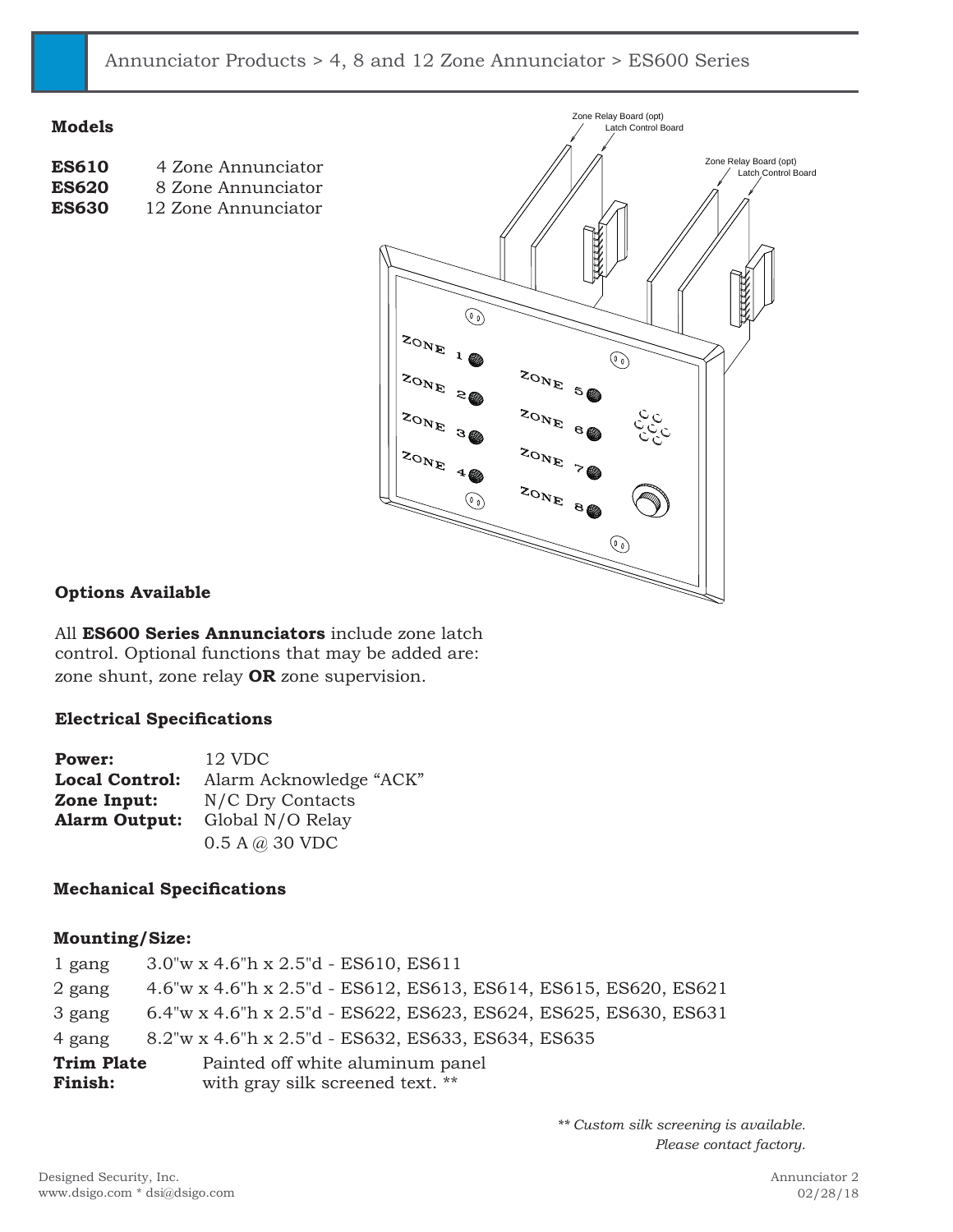Annunciator Products > 4, 8 and 12 Zone Annunciator > ES600 Series

## Models

| | |
|---|---|
| **ES610** | 4 Zone Annunciator |
| **ES620** | 8 Zone Annunciator |
| **ES630** | 12 Zone Annunciator |

Zone Relay Board (opt)
Latch Control Board

Zone Relay Board (opt)
Latch Control Board

ZONE 1 ZONE 2 ZONE 3 ZONE 4 ZONE 5 ZONE 6 ZONE 7 ZONE 8

## Options Available

All **ES600 Series Annunciators** include zone latch control. Optional functions that may be added are: zone shunt, zone relay **OR** zone supervision.

## Electrical Specifications

| | |
|---|---|
| **Power:** | 12 VDC |
| **Local Control:** | Alarm Acknowledge “ACK” |
| **Zone Input:** | N/C Dry Contacts |
| **Alarm Output:** | Global N/O Relay |
| | 0.5 A @ 30 VDC |

## Mechanical Specifications

### Mounting/Size:

| | |
|---|---|
| 1 gang | 3.0"w x 4.6"h x 2.5"d - ES610, ES611 |
| 2 gang | 4.6"w x 4.6"h x 2.5"d - ES612, ES613, ES614, ES615, ES620, ES621 |
| 3 gang | 6.4"w x 4.6"h x 2.5"d - ES622, ES623, ES624, ES625, ES630, ES631 |
| 4 gang | 8.2"w x 4.6"h x 2.5"d - ES632, ES633, ES634, ES635 |

**Trim Plate Finish:** Painted off white aluminum panel with gray silk screened text. **

*** Custom silk screening is available. Please contact factory.*

Designed Security, Inc.
www.dsigo.com * dsi@dsigo.com

Annunciator 2
02/28/18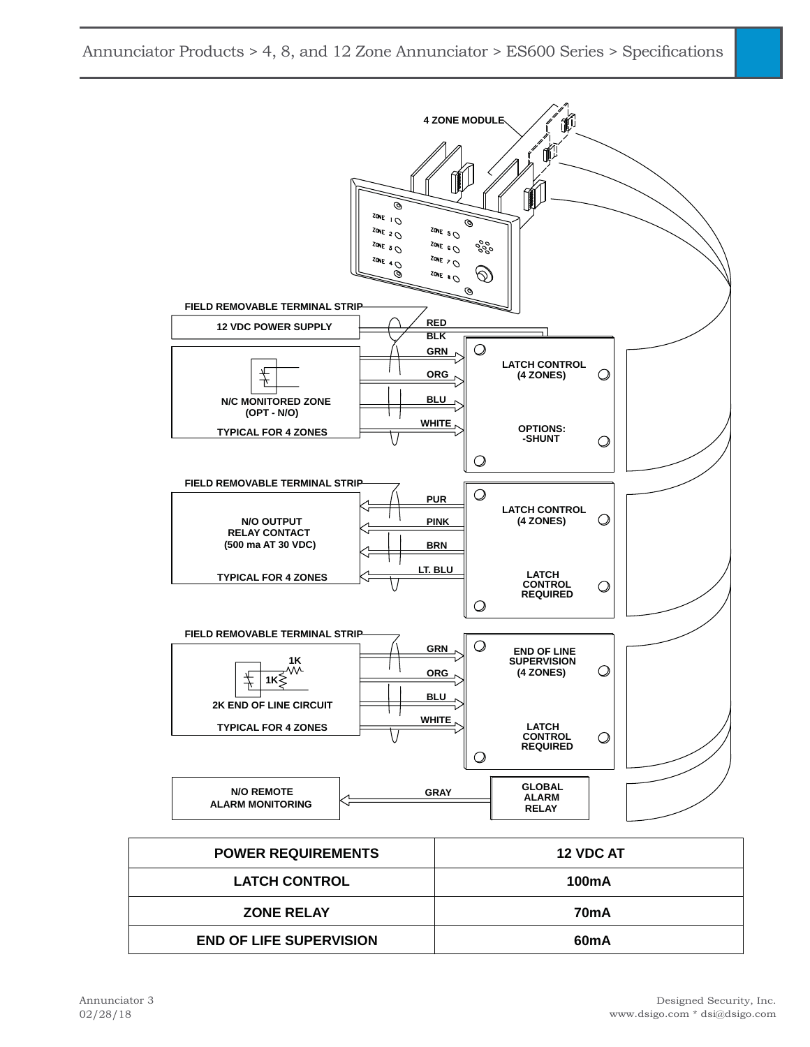Annunciator Products > 4, 8, and 12 Zone Annunciator > ES600 Series > Specifications

4 ZONE MODULE

ZONE 1, ZONE 2, ZONE 3, ZONE 4, ZONE 5, ZONE 6, ZONE 7, ZONE 8

FIELD REMOVABLE TERMINAL STRIP

12 VDC POWER SUPPLY — RED, BLK

N/C MONITORED ZONE (OPT - N/O)

TYPICAL FOR 4 ZONES

GRN, ORG, BLU, WHITE

LATCH CONTROL (4 ZONES)

OPTIONS: -SHUNT

FIELD REMOVABLE TERMINAL STRIP

N/O OUTPUT RELAY CONTACT (500 ma AT 30 VDC)

TYPICAL FOR 4 ZONES

PUR, PINK, BRN, LT. BLU

LATCH CONTROL (4 ZONES)

LATCH CONTROL REQUIRED

FIELD REMOVABLE TERMINAL STRIP

1K, 1K

2K END OF LINE CIRCUIT

TYPICAL FOR 4 ZONES

GRN, ORG, BLU, WHITE

END OF LINE SUPERVISION (4 ZONES)

LATCH CONTROL REQUIRED

N/O REMOTE ALARM MONITORING — GRAY — GLOBAL ALARM RELAY

| POWER REQUIREMENTS | 12 VDC AT |
| --- | --- |
| LATCH CONTROL | 100mA |
| ZONE RELAY | 70mA |
| END OF LIFE SUPERVISION | 60mA |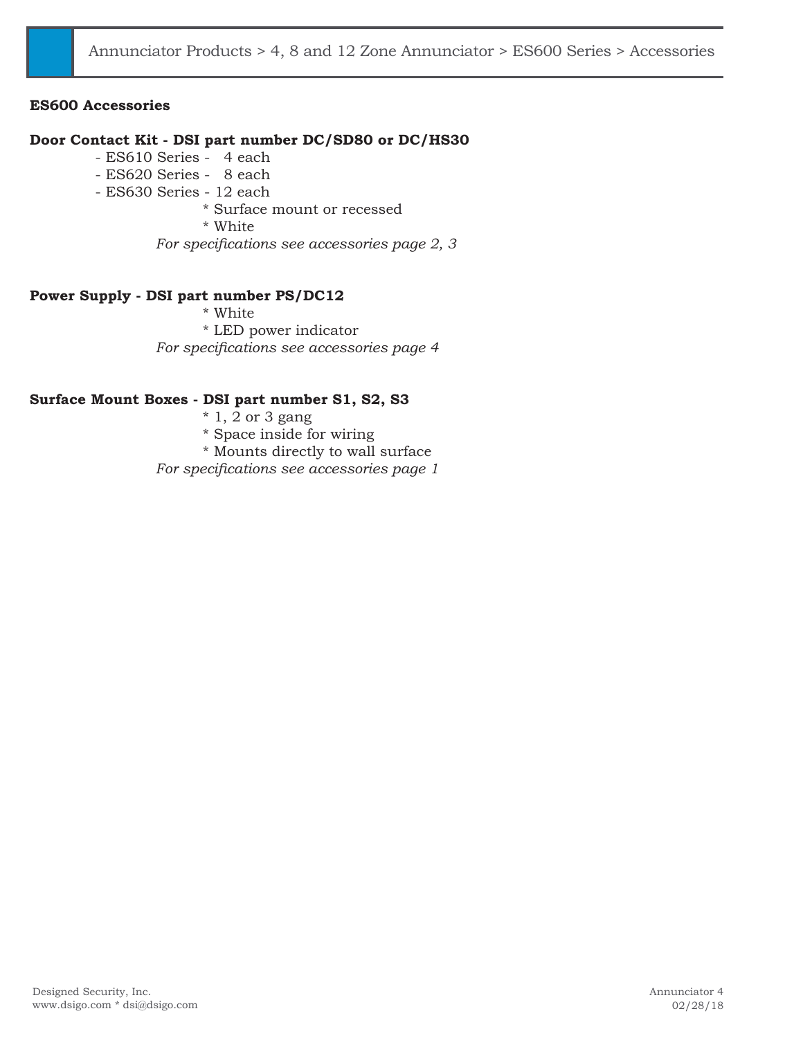Annunciator Products > 4, 8 and 12 Zone Annunciator > ES600 Series > Accessories

**ES600 Accessories**

**Door Contact Kit - DSI part number DC/SD80 or DC/HS30**

- ES610 Series - 4 each
- ES620 Series - 8 each
- ES630 Series - 12 each

* Surface mount or recessed
* White

*For specifications see accessories page 2, 3*

**Power Supply - DSI part number PS/DC12**

* White
* LED power indicator

*For specifications see accessories page 4*

**Surface Mount Boxes - DSI part number S1, S2, S3**

* 1, 2 or 3 gang
* Space inside for wiring
* Mounts directly to wall surface

*For specifications see accessories page 1*